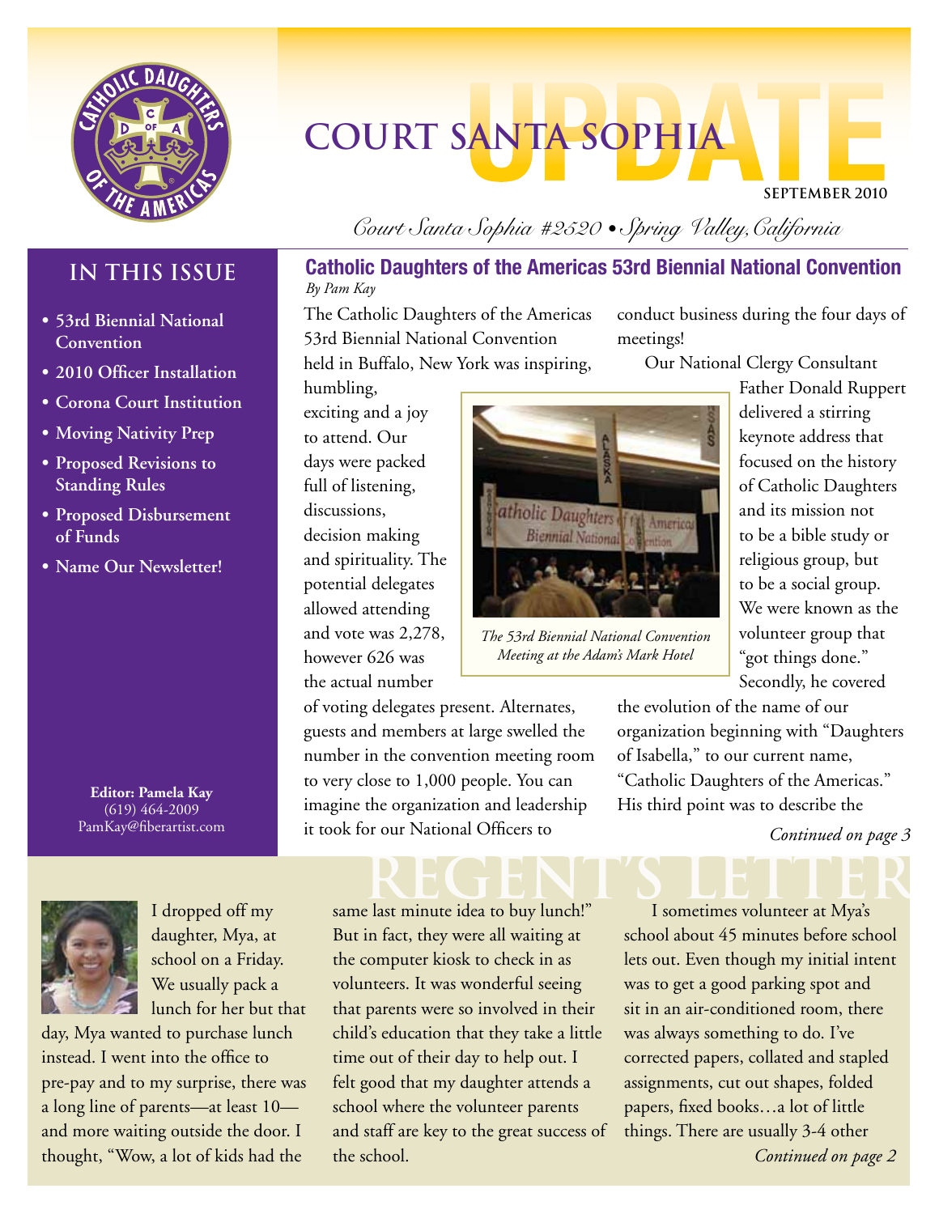# COURT SANTA SOPHIA UPDATE

SEPTEMBER 2010

*Court Santa Sophia #2520 • Spring Valley, California*

## IN THIS ISSUE

- 53rd Biennial National Convention
- 2010 Officer Installation
- Corona Court Institution
- Moving Nativity Prep
- Proposed Revisions to Standing Rules
- Proposed Disbursement of Funds
- Name Our Newsletter!

**Editor: Pamela Kay**
(619) 464-2009
PamKay@fiberartist.com

## Catholic Daughters of the Americas 53rd Biennial National Convention

*By Pam Kay*

The Catholic Daughters of the Americas 53rd Biennial National Convention held in Buffalo, New York was inspiring, humbling, exciting and a joy to attend. Our days were packed full of listening, discussions, decision making and spirituality. The potential delegates allowed attending and vote was 2,278, however 626 was the actual number of voting delegates present. Alternates, guests and members at large swelled the number in the convention meeting room to very close to 1,000 people. You can imagine the organization and leadership it took for our National Officers to conduct business during the four days of meetings!

*The 53rd Biennial National Convention Meeting at the Adam's Mark Hotel*

Our National Clergy Consultant Father Donald Ruppert delivered a stirring keynote address that focused on the history of Catholic Daughters and its mission not to be a bible study or religious group, but to be a social group. We were known as the volunteer group that "got things done." Secondly, he covered the evolution of the name of our organization beginning with "Daughters of Isabella," to our current name, "Catholic Daughters of the Americas." His third point was to describe the

*Continued on page 3*

## REGENT'S LETTER

I dropped off my daughter, Mya, at school on a Friday. We usually pack a lunch for her but that day, Mya wanted to purchase lunch instead. I went into the office to pre-pay and to my surprise, there was a long line of parents—at least 10—and more waiting outside the door. I thought, "Wow, a lot of kids had the same last minute idea to buy lunch!" But in fact, they were all waiting at the computer kiosk to check in as volunteers. It was wonderful seeing that parents were so involved in their child's education that they take a little time out of their day to help out. I felt good that my daughter attends a school where the volunteer parents and staff are key to the great success of the school.

I sometimes volunteer at Mya's school about 45 minutes before school lets out. Even though my initial intent was to get a good parking spot and sit in an air-conditioned room, there was always something to do. I've corrected papers, collated and stapled assignments, cut out shapes, folded papers, fixed books…a lot of little things. There are usually 3-4 other

*Continued on page 2*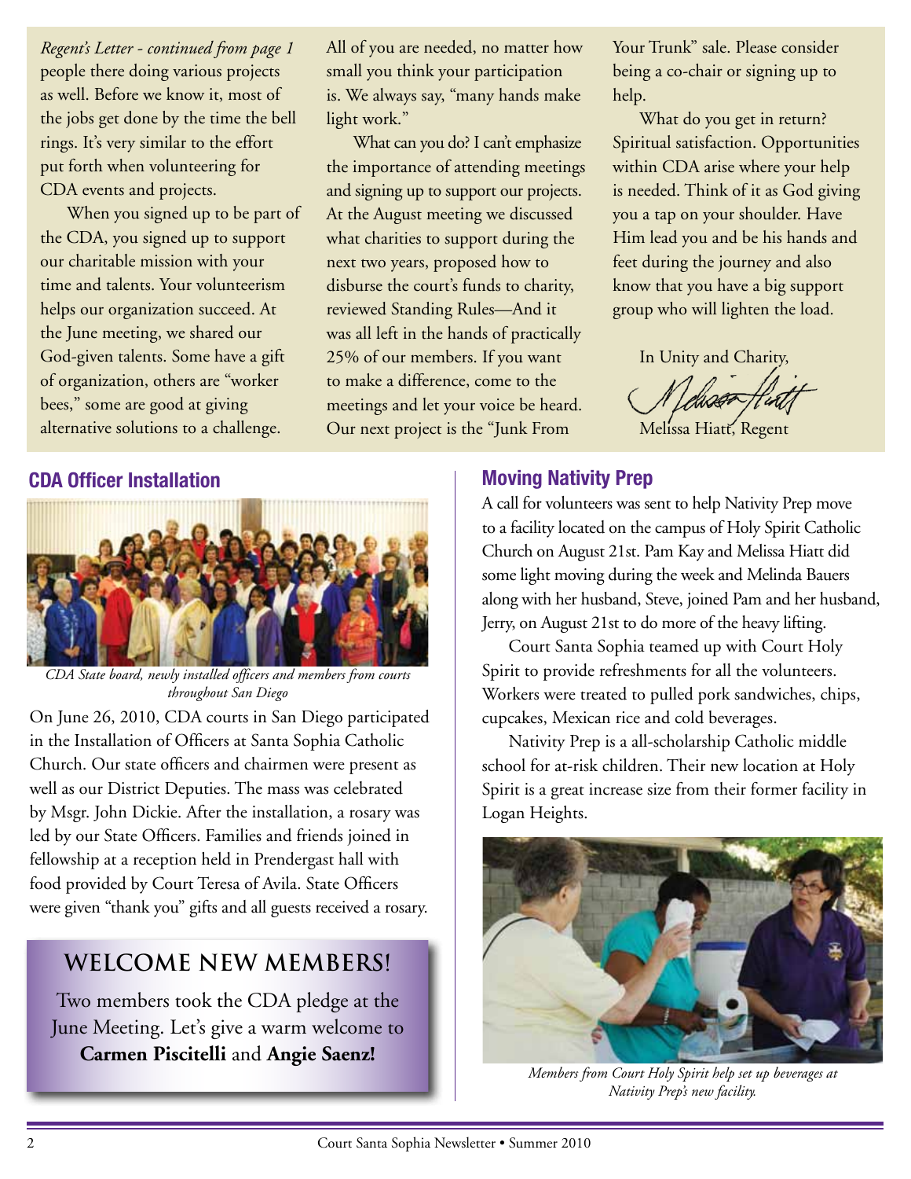*Regent's Letter - continued from page 1*

people there doing various projects as well. Before we know it, most of the jobs get done by the time the bell rings. It's very similar to the effort put forth when volunteering for CDA events and projects.

When you signed up to be part of the CDA, you signed up to support our charitable mission with your time and talents. Your volunteerism helps our organization succeed. At the June meeting, we shared our God-given talents. Some have a gift of organization, others are "worker bees," some are good at giving alternative solutions to a challenge. All of you are needed, no matter how small you think your participation is. We always say, "many hands make light work."

What can you do? I can't emphasize the importance of attending meetings and signing up to support our projects. At the August meeting we discussed what charities to support during the next two years, proposed how to disburse the court's funds to charity, reviewed Standing Rules—And it was all left in the hands of practically 25% of our members. If you want to make a difference, come to the meetings and let your voice be heard. Our next project is the "Junk From Your Trunk" sale. Please consider being a co-chair or signing up to help.

What do you get in return? Spiritual satisfaction. Opportunities within CDA arise where your help is needed. Think of it as God giving you a tap on your shoulder. Have Him lead you and be his hands and feet during the journey and also know that you have a big support group who will lighten the load.

In Unity and Charity,

Melissa Hiatt, Regent

## CDA Officer Installation

*CDA State board, newly installed officers and members from courts throughout San Diego*

On June 26, 2010, CDA courts in San Diego participated in the Installation of Officers at Santa Sophia Catholic Church. Our state officers and chairmen were present as well as our District Deputies. The mass was celebrated by Msgr. John Dickie. After the installation, a rosary was led by our State Officers. Families and friends joined in fellowship at a reception held in Prendergast hall with food provided by Court Teresa of Avila. State Officers were given "thank you" gifts and all guests received a rosary.

## WELCOME NEW MEMBERS!

Two members took the CDA pledge at the June Meeting. Let's give a warm welcome to **Carmen Piscitelli** and **Angie Saenz!**

## Moving Nativity Prep

A call for volunteers was sent to help Nativity Prep move to a facility located on the campus of Holy Spirit Catholic Church on August 21st. Pam Kay and Melissa Hiatt did some light moving during the week and Melinda Bauers along with her husband, Steve, joined Pam and her husband, Jerry, on August 21st to do more of the heavy lifting.

Court Santa Sophia teamed up with Court Holy Spirit to provide refreshments for all the volunteers. Workers were treated to pulled pork sandwiches, chips, cupcakes, Mexican rice and cold beverages.

Nativity Prep is a all-scholarship Catholic middle school for at-risk children. Their new location at Holy Spirit is a great increase size from their former facility in Logan Heights.

*Members from Court Holy Spirit help set up beverages at Nativity Prep's new facility.*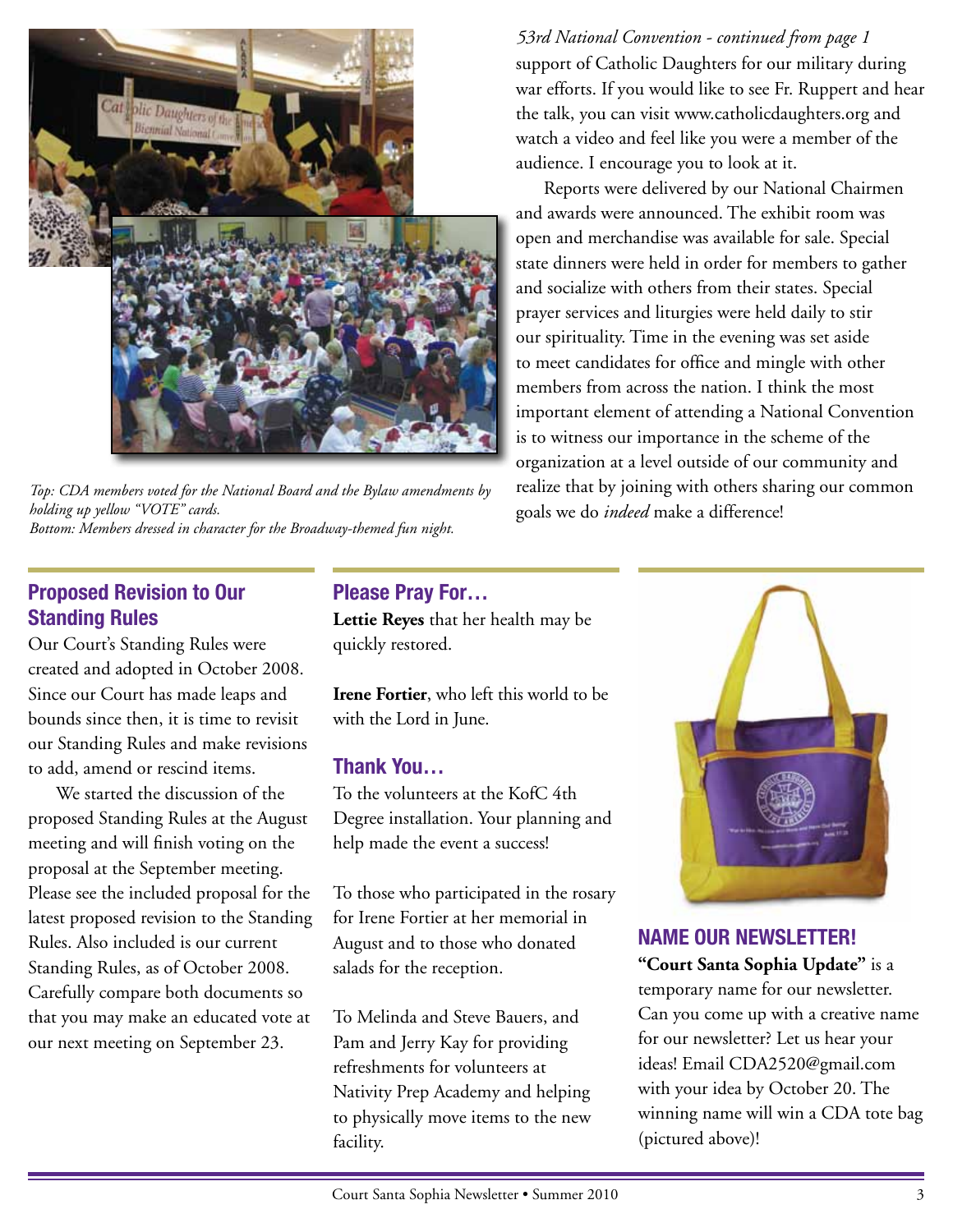Top: CDA members voted for the National Board and the Bylaw amendments by holding up yellow "VOTE" cards.
Bottom: Members dressed in character for the Broadway-themed fun night.

*53rd National Convention - continued from page 1*

support of Catholic Daughters for our military during war efforts. If you would like to see Fr. Ruppert and hear the talk, you can visit www.catholicdaughters.org and watch a video and feel like you were a member of the audience. I encourage you to look at it.

Reports were delivered by our National Chairmen and awards were announced. The exhibit room was open and merchandise was available for sale. Special state dinners were held in order for members to gather and socialize with others from their states. Special prayer services and liturgies were held daily to stir our spirituality. Time in the evening was set aside to meet candidates for office and mingle with other members from across the nation. I think the most important element of attending a National Convention is to witness our importance in the scheme of the organization at a level outside of our community and realize that by joining with others sharing our common goals we do *indeed* make a difference!

## Proposed Revision to Our Standing Rules

Our Court's Standing Rules were created and adopted in October 2008. Since our Court has made leaps and bounds since then, it is time to revisit our Standing Rules and make revisions to add, amend or rescind items.

We started the discussion of the proposed Standing Rules at the August meeting and will finish voting on the proposal at the September meeting. Please see the included proposal for the latest proposed revision to the Standing Rules. Also included is our current Standing Rules, as of October 2008. Carefully compare both documents so that you may make an educated vote at our next meeting on September 23.

## Please Pray For…

**Lettie Reyes** that her health may be quickly restored.

**Irene Fortier**, who left this world to be with the Lord in June.

## Thank You…

To the volunteers at the KofC 4th Degree installation. Your planning and help made the event a success!

To those who participated in the rosary for Irene Fortier at her memorial in August and to those who donated salads for the reception.

To Melinda and Steve Bauers, and Pam and Jerry Kay for providing refreshments for volunteers at Nativity Prep Academy and helping to physically move items to the new facility.

## NAME OUR NEWSLETTER!

**"Court Santa Sophia Update"** is a temporary name for our newsletter. Can you come up with a creative name for our newsletter? Let us hear your ideas! Email CDA2520@gmail.com with your idea by October 20. The winning name will win a CDA tote bag (pictured above)!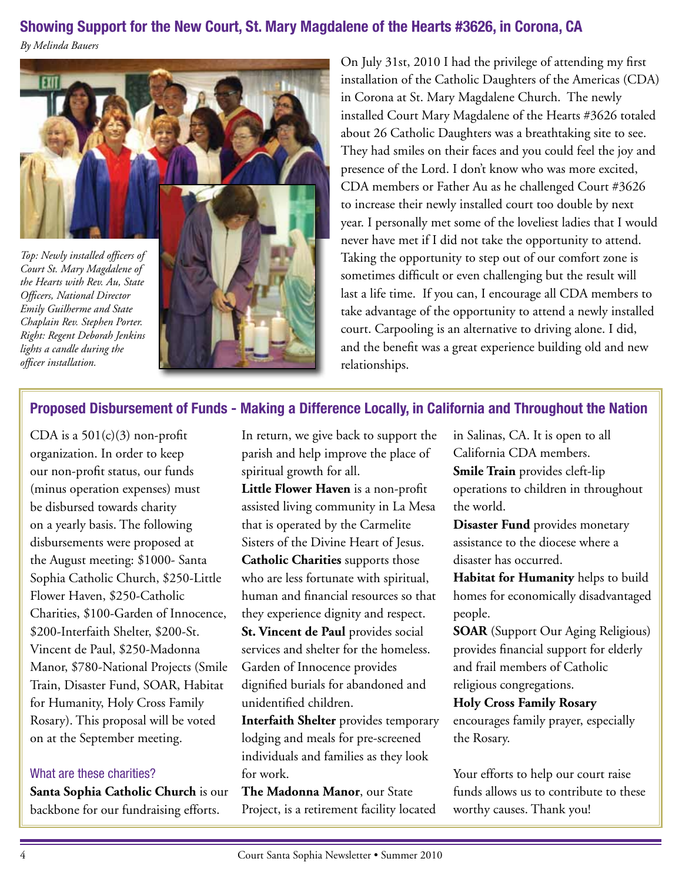## Showing Support for the New Court, St. Mary Magdalene of the Hearts #3626, in Corona, CA

*By Melinda Bauers*

*Top: Newly installed officers of Court St. Mary Magdalene of the Hearts with Rev. Au, State Officers, National Director Emily Guilherme and State Chaplain Rev. Stephen Porter. Right: Regent Deborah Jenkins lights a candle during the officer installation.*

On July 31st, 2010 I had the privilege of attending my first installation of the Catholic Daughters of the Americas (CDA) in Corona at St. Mary Magdalene Church. The newly installed Court Mary Magdalene of the Hearts #3626 totaled about 26 Catholic Daughters was a breathtaking site to see. They had smiles on their faces and you could feel the joy and presence of the Lord. I don't know who was more excited, CDA members or Father Au as he challenged Court #3626 to increase their newly installed court too double by next year. I personally met some of the loveliest ladies that I would never have met if I did not take the opportunity to attend. Taking the opportunity to step out of our comfort zone is sometimes difficult or even challenging but the result will last a life time. If you can, I encourage all CDA members to take advantage of the opportunity to attend a newly installed court. Carpooling is an alternative to driving alone. I did, and the benefit was a great experience building old and new relationships.

## Proposed Disbursement of Funds - Making a Difference Locally, in California and Throughout the Nation

CDA is a 501(c)(3) non-profit organization. In order to keep our non-profit status, our funds (minus operation expenses) must be disbursed towards charity on a yearly basis. The following disbursements were proposed at the August meeting: \$1000- Santa Sophia Catholic Church, \$250-Little Flower Haven, \$250-Catholic Charities, \$100-Garden of Innocence, \$200-Interfaith Shelter, \$200-St. Vincent de Paul, \$250-Madonna Manor, \$780-National Projects (Smile Train, Disaster Fund, SOAR, Habitat for Humanity, Holy Cross Family Rosary). This proposal will be voted on at the September meeting.

### What are these charities?

**Santa Sophia Catholic Church** is our backbone for our fundraising efforts. In return, we give back to support the parish and help improve the place of spiritual growth for all.

**Little Flower Haven** is a non-profit assisted living community in La Mesa that is operated by the Carmelite Sisters of the Divine Heart of Jesus.

**Catholic Charities** supports those who are less fortunate with spiritual, human and financial resources so that they experience dignity and respect.

**St. Vincent de Paul** provides social services and shelter for the homeless.

Garden of Innocence provides dignified burials for abandoned and unidentified children.

**Interfaith Shelter** provides temporary lodging and meals for pre-screened individuals and families as they look for work.

**The Madonna Manor**, our State Project, is a retirement facility located in Salinas, CA. It is open to all California CDA members.

**Smile Train** provides cleft-lip operations to children in throughout the world.

**Disaster Fund** provides monetary assistance to the diocese where a disaster has occurred.

**Habitat for Humanity** helps to build homes for economically disadvantaged people.

**SOAR** (Support Our Aging Religious) provides financial support for elderly and frail members of Catholic religious congregations.

**Holy Cross Family Rosary** encourages family prayer, especially the Rosary.

Your efforts to help our court raise funds allows us to contribute to these worthy causes. Thank you!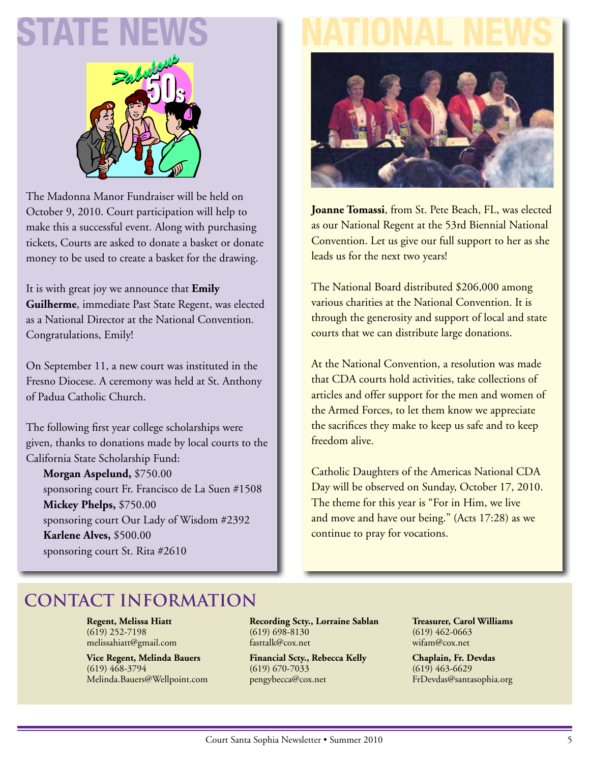# STATE NEWS

The Madonna Manor Fundraiser will be held on October 9, 2010. Court participation will help to make this a successful event. Along with purchasing tickets, Courts are asked to donate a basket or donate money to be used to create a basket for the drawing.

It is with great joy we announce that **Emily Guilherme**, immediate Past State Regent, was elected as a National Director at the National Convention. Congratulations, Emily!

On September 11, a new court was instituted in the Fresno Diocese. A ceremony was held at St. Anthony of Padua Catholic Church.

The following first year college scholarships were given, thanks to donations made by local courts to the California State Scholarship Fund:

**Morgan Aspelund,** $750.00
sponsoring court Fr. Francisco de La Suen #1508
**Mickey Phelps,** $750.00
sponsoring court Our Lady of Wisdom #2392
**Karlene Alves,** $500.00
sponsoring court St. Rita #2610

# NATIONAL NEWS

**Joanne Tomassi**, from St. Pete Beach, FL, was elected as our National Regent at the 53rd Biennial National Convention. Let us give our full support to her as she leads us for the next two years!

The National Board distributed $206,000 among various charities at the National Convention. It is through the generosity and support of local and state courts that we can distribute large donations.

At the National Convention, a resolution was made that CDA courts hold activities, take collections of articles and offer support for the men and women of the Armed Forces, to let them know we appreciate the sacrifices they make to keep us safe and to keep freedom alive.

Catholic Daughters of the Americas National CDA Day will be observed on Sunday, October 17, 2010. The theme for this year is "For in Him, we live and move and have our being." (Acts 17:28) as we continue to pray for vocations.

## CONTACT INFORMATION

**Regent, Melissa Hiatt**
(619) 252-7198
melissahiatt@gmail.com

**Vice Regent, Melinda Bauers**
(619) 468-3794
Melinda.Bauers@Wellpoint.com

**Recording Scty., Lorraine Sablan**
(619) 698-8130
fasttalk@cox.net

**Financial Scty., Rebecca Kelly**
(619) 670-7033
pengybecca@cox.net

**Treasurer, Carol Williams**
(619) 462-0663
wifam@cox.net

**Chaplain, Fr. Devdas**
(619) 463-6629
FrDevdas@santasophia.org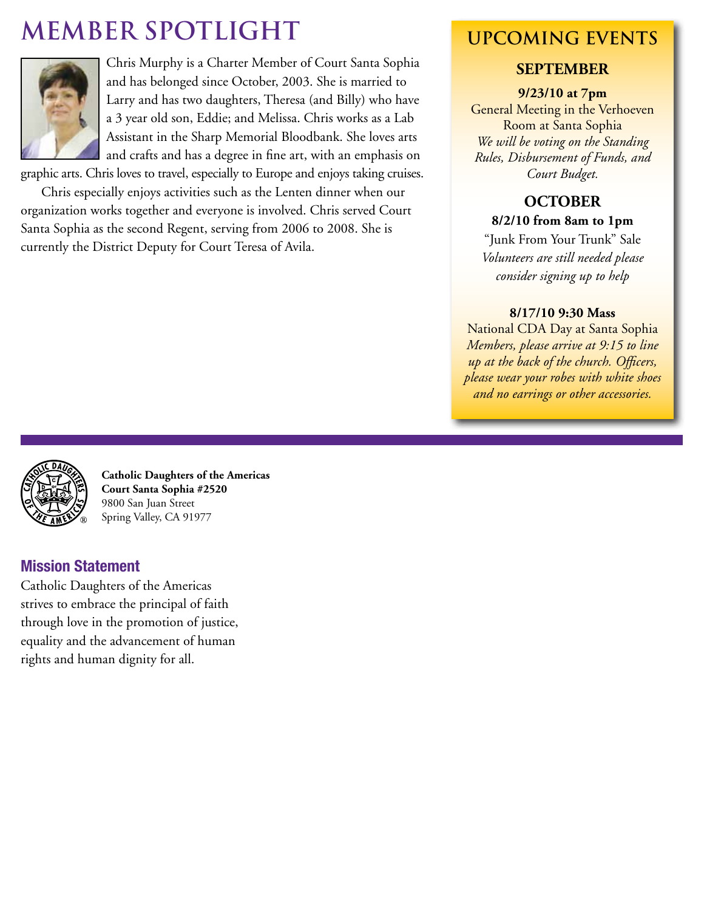# MEMBER SPOTLIGHT

Chris Murphy is a Charter Member of Court Santa Sophia and has belonged since October, 2003. She is married to Larry and has two daughters, Theresa (and Billy) who have a 3 year old son, Eddie; and Melissa. Chris works as a Lab Assistant in the Sharp Memorial Bloodbank. She loves arts and crafts and has a degree in fine art, with an emphasis on graphic arts. Chris loves to travel, especially to Europe and enjoys taking cruises.

Chris especially enjoys activities such as the Lenten dinner when our organization works together and everyone is involved. Chris served Court Santa Sophia as the second Regent, serving from 2006 to 2008. She is currently the District Deputy for Court Teresa of Avila.

## UPCOMING EVENTS

### SEPTEMBER

**9/23/10 at 7pm**
General Meeting in the Verhoeven Room at Santa Sophia
*We will be voting on the Standing Rules, Disbursement of Funds, and Court Budget.*

### OCTOBER

**8/2/10 from 8am to 1pm**
"Junk From Your Trunk" Sale
*Volunteers are still needed please consider signing up to help*

**8/17/10 9:30 Mass**
National CDA Day at Santa Sophia
*Members, please arrive at 9:15 to line up at the back of the church. Officers, please wear your robes with white shoes and no earrings or other accessories.*

---

**Catholic Daughters of the Americas**
**Court Santa Sophia #2520**
9800 San Juan Street
Spring Valley, CA 91977

### Mission Statement

Catholic Daughters of the Americas strives to embrace the principal of faith through love in the promotion of justice, equality and the advancement of human rights and human dignity for all.